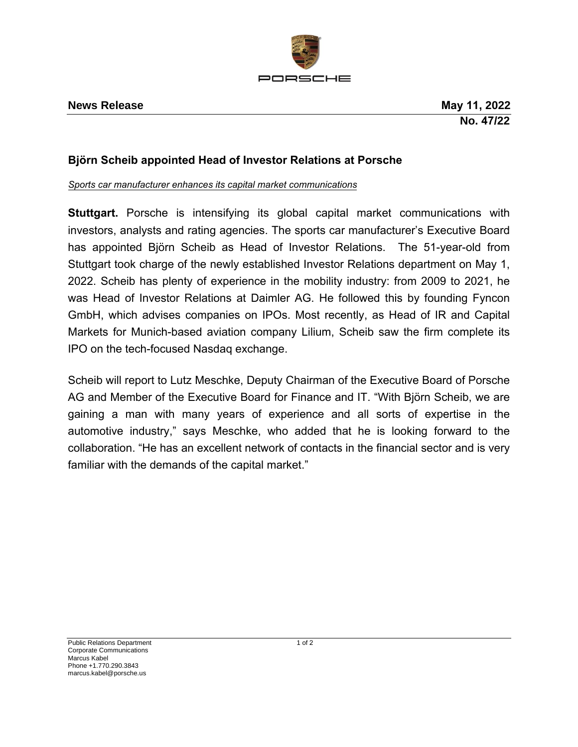PORSCHE

**News Release** **May 11, 2022**
**No. 47/22**

## Björn Scheib appointed Head of Investor Relations at Porsche

*Sports car manufacturer enhances its capital market communications*

**Stuttgart.** Porsche is intensifying its global capital market communications with investors, analysts and rating agencies. The sports car manufacturer's Executive Board has appointed Björn Scheib as Head of Investor Relations. The 51-year-old from Stuttgart took charge of the newly established Investor Relations department on May 1, 2022. Scheib has plenty of experience in the mobility industry: from 2009 to 2021, he was Head of Investor Relations at Daimler AG. He followed this by founding Fyncon GmbH, which advises companies on IPOs. Most recently, as Head of IR and Capital Markets for Munich-based aviation company Lilium, Scheib saw the firm complete its IPO on the tech-focused Nasdaq exchange.

Scheib will report to Lutz Meschke, Deputy Chairman of the Executive Board of Porsche AG and Member of the Executive Board for Finance and IT. "With Björn Scheib, we are gaining a man with many years of experience and all sorts of expertise in the automotive industry," says Meschke, who added that he is looking forward to the collaboration. "He has an excellent network of contacts in the financial sector and is very familiar with the demands of the capital market."

Public Relations Department
Corporate Communications
Marcus Kabel
Phone +1.770.290.3843
marcus.kabel@porsche.us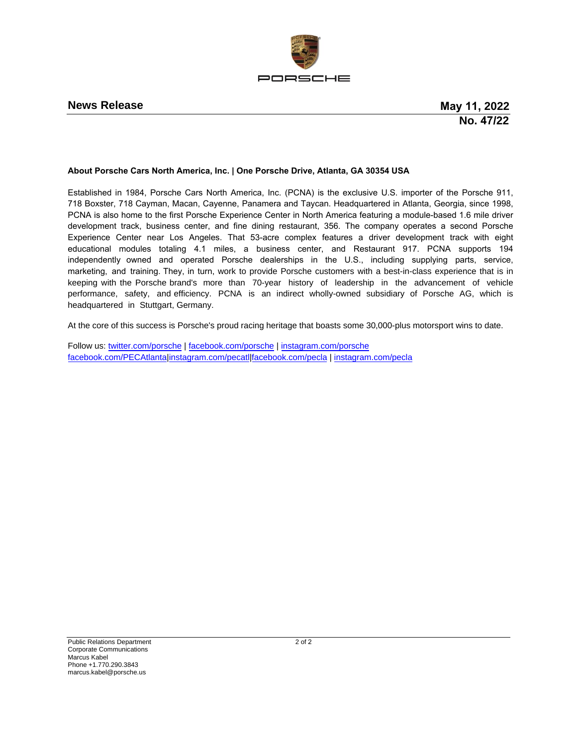**News Release**

**May 11, 2022**
**No. 47/22**

**About Porsche Cars North America, Inc. | One Porsche Drive, Atlanta, GA 30354 USA**

Established in 1984, Porsche Cars North America, Inc. (PCNA) is the exclusive U.S. importer of the Porsche 911, 718 Boxster, 718 Cayman, Macan, Cayenne, Panamera and Taycan. Headquartered in Atlanta, Georgia, since 1998, PCNA is also home to the first Porsche Experience Center in North America featuring a module-based 1.6 mile driver development track, business center, and fine dining restaurant, 356. The company operates a second Porsche Experience Center near Los Angeles. That 53-acre complex features a driver development track with eight educational modules totaling 4.1 miles, a business center, and Restaurant 917. PCNA supports 194 independently owned and operated Porsche dealerships in the U.S., including supplying parts, service, marketing, and training. They, in turn, work to provide Porsche customers with a best-in-class experience that is in keeping with the Porsche brand's more than 70-year history of leadership in the advancement of vehicle performance, safety, and efficiency. PCNA is an indirect wholly-owned subsidiary of Porsche AG, which is headquartered in Stuttgart, Germany.

At the core of this success is Porsche's proud racing heritage that boasts some 30,000-plus motorsport wins to date.

Follow us: twitter.com/porsche | facebook.com/porsche | instagram.com/porsche
facebook.com/PECAtlanta|instagram.com/pecatl|facebook.com/pecla | instagram.com/pecla

Public Relations Department
Corporate Communications
Marcus Kabel
Phone +1.770.290.3843
marcus.kabel@porsche.us